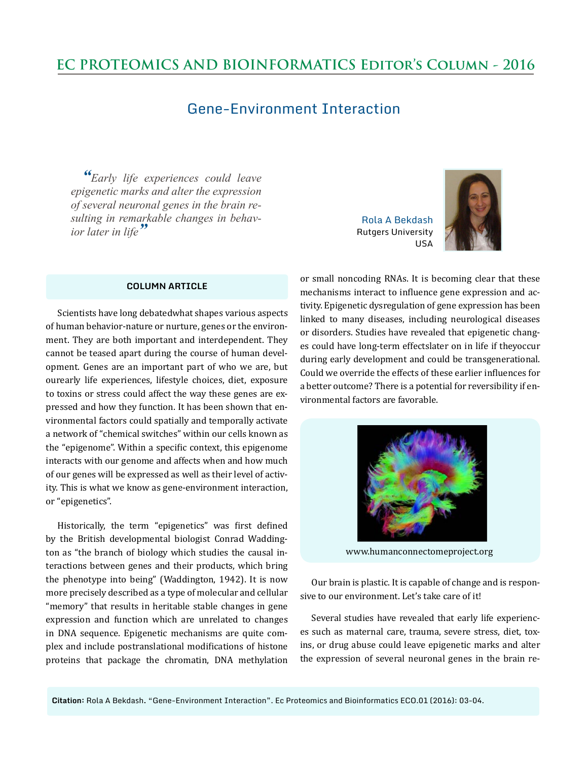# EC PROTEOMICS AND BIOINFORMATICS Editor's Column - 2016

## Gene-Environment Interaction

*"Early life experiences could leave epigenetic marks and alter the expression of several neuronal genes in the brain resulting in remarkable changes in behavior later in life"*

Rola A Bekdash
Rutgers University
USA

### COLUMN ARTICLE

Scientists have long debatedwhat shapes various aspects of human behavior-nature or nurture, genes or the environment. They are both important and interdependent. They cannot be teased apart during the course of human development. Genes are an important part of who we are, but ourearly life experiences, lifestyle choices, diet, exposure to toxins or stress could affect the way these genes are expressed and how they function. It has been shown that environmental factors could spatially and temporally activate a network of "chemical switches" within our cells known as the "epigenome". Within a specific context, this epigenome interacts with our genome and affects when and how much of our genes will be expressed as well as their level of activity. This is what we know as gene-environment interaction, or "epigenetics".

Historically, the term "epigenetics" was first defined by the British developmental biologist Conrad Waddington as "the branch of biology which studies the causal interactions between genes and their products, which bring the phenotype into being" (Waddington, 1942). It is now more precisely described as a type of molecular and cellular "memory" that results in heritable stable changes in gene expression and function which are unrelated to changes in DNA sequence. Epigenetic mechanisms are quite complex and include postranslational modifications of histone proteins that package the chromatin, DNA methylation or small noncoding RNAs. It is becoming clear that these mechanisms interact to influence gene expression and activity. Epigenetic dysregulation of gene expression has been linked to many diseases, including neurological diseases or disorders. Studies have revealed that epigenetic changes could have long-term effectslater on in life if theyoccur during early development and could be transgenerational. Could we override the effects of these earlier influences for a better outcome? There is a potential for reversibility if environmental factors are favorable.

www.humanconnectomeproject.org

Our brain is plastic. It is capable of change and is responsive to our environment. Let's take care of it!

Several studies have revealed that early life experiences such as maternal care, trauma, severe stress, diet, toxins, or drug abuse could leave epigenetic marks and alter the expression of several neuronal genes in the brain re-

**Citation:** Rola A Bekdash. "Gene-Environment Interaction". Ec Proteomics and Bioinformatics ECO.01 (2016): 03-04.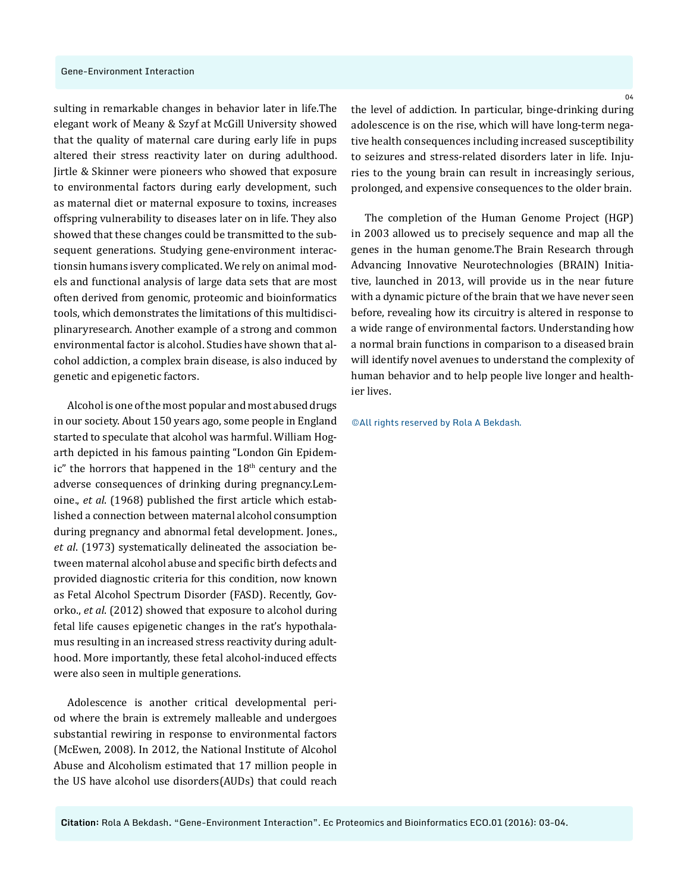sulting in remarkable changes in behavior later in life.The elegant work of Meany & Szyf at McGill University showed that the quality of maternal care during early life in pups altered their stress reactivity later on during adulthood. Jirtle & Skinner were pioneers who showed that exposure to environmental factors during early development, such as maternal diet or maternal exposure to toxins, increases offspring vulnerability to diseases later on in life. They also showed that these changes could be transmitted to the subsequent generations. Studying gene-environment interactionsin humans isvery complicated. We rely on animal models and functional analysis of large data sets that are most often derived from genomic, proteomic and bioinformatics tools, which demonstrates the limitations of this multidisciplinaryresearch. Another example of a strong and common environmental factor is alcohol. Studies have shown that alcohol addiction, a complex brain disease, is also induced by genetic and epigenetic factors.

Alcohol is one of the most popular and most abused drugs in our society. About 150 years ago, some people in England started to speculate that alcohol was harmful. William Hogarth depicted in his famous painting "London Gin Epidemic" the horrors that happened in the 18th century and the adverse consequences of drinking during pregnancy.Lemoine., *et al*. (1968) published the first article which established a connection between maternal alcohol consumption during pregnancy and abnormal fetal development. Jones., *et al*. (1973) systematically delineated the association between maternal alcohol abuse and specific birth defects and provided diagnostic criteria for this condition, now known as Fetal Alcohol Spectrum Disorder (FASD). Recently, Govorko., *et al*. (2012) showed that exposure to alcohol during fetal life causes epigenetic changes in the rat's hypothalamus resulting in an increased stress reactivity during adulthood. More importantly, these fetal alcohol-induced effects were also seen in multiple generations.

Adolescence is another critical developmental period where the brain is extremely malleable and undergoes substantial rewiring in response to environmental factors (McEwen, 2008). In 2012, the National Institute of Alcohol Abuse and Alcoholism estimated that 17 million people in the US have alcohol use disorders(AUDs) that could reach the level of addiction. In particular, binge-drinking during adolescence is on the rise, which will have long-term negative health consequences including increased susceptibility to seizures and stress-related disorders later in life. Injuries to the young brain can result in increasingly serious, prolonged, and expensive consequences to the older brain.

The completion of the Human Genome Project (HGP) in 2003 allowed us to precisely sequence and map all the genes in the human genome.The Brain Research through Advancing Innovative Neurotechnologies (BRAIN) Initiative, launched in 2013, will provide us in the near future with a dynamic picture of the brain that we have never seen before, revealing how its circuitry is altered in response to a wide range of environmental factors. Understanding how a normal brain functions in comparison to a diseased brain will identify novel avenues to understand the complexity of human behavior and to help people live longer and healthier lives.

©All rights reserved by Rola A Bekdash.